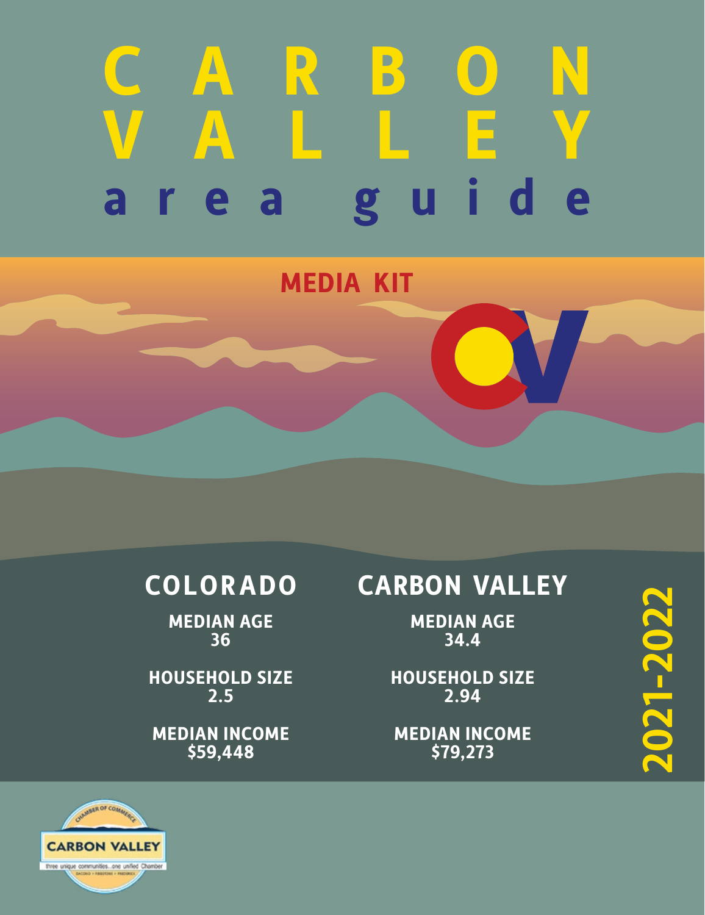# CARBON VALLEY

## area guide

**MEDIA KIT**

| COLORADO | CARBON VALLEY |
| --- | --- |
| **MEDIAN AGE** 36 | **MEDIAN AGE** 34.4 |
| **HOUSEHOLD SIZE** 2.5 | **HOUSEHOLD SIZE** 2.94 |
| **MEDIAN INCOME** $59,448 | **MEDIAN INCOME** $79,273 |

**2021-2022**

CARBON VALLEY CHAMBER OF COMMERCE

three unique communities...one unified Chamber

DACONO • FIRESTONE • FREDERICK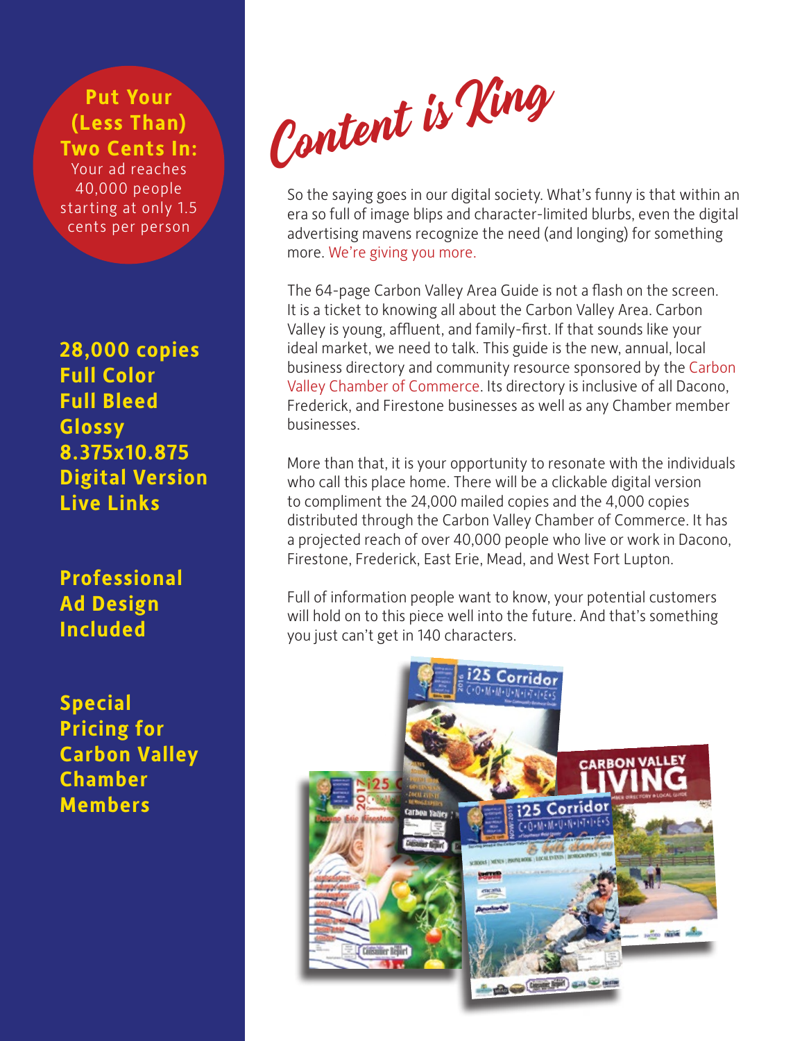**Put Your (Less Than) Two Cents In:**
Your ad reaches 40,000 people starting at only 1.5 cents per person

**28,000 copies**
**Full Color**
**Full Bleed**
**Glossy**
**8.375x10.875**
**Digital Version**
**Live Links**

**Professional Ad Design Included**

**Special Pricing for Carbon Valley Chamber Members**

# Content is King

So the saying goes in our digital society. What's funny is that within an era so full of image blips and character-limited blurbs, even the digital advertising mavens recognize the need (and longing) for something more. We're giving you more.

The 64-page Carbon Valley Area Guide is not a flash on the screen. It is a ticket to knowing all about the Carbon Valley Area. Carbon Valley is young, affluent, and family-first. If that sounds like your ideal market, we need to talk. This guide is the new, annual, local business directory and community resource sponsored by the Carbon Valley Chamber of Commerce. Its directory is inclusive of all Dacono, Frederick, and Firestone businesses as well as any Chamber member businesses.

More than that, it is your opportunity to resonate with the individuals who call this place home. There will be a clickable digital version to compliment the 24,000 mailed copies and the 4,000 copies distributed through the Carbon Valley Chamber of Commerce. It has a projected reach of over 40,000 people who live or work in Dacono, Firestone, Frederick, East Erie, Mead, and West Fort Lupton.

Full of information people want to know, your potential customers will hold on to this piece well into the future. And that's something you just can't get in 140 characters.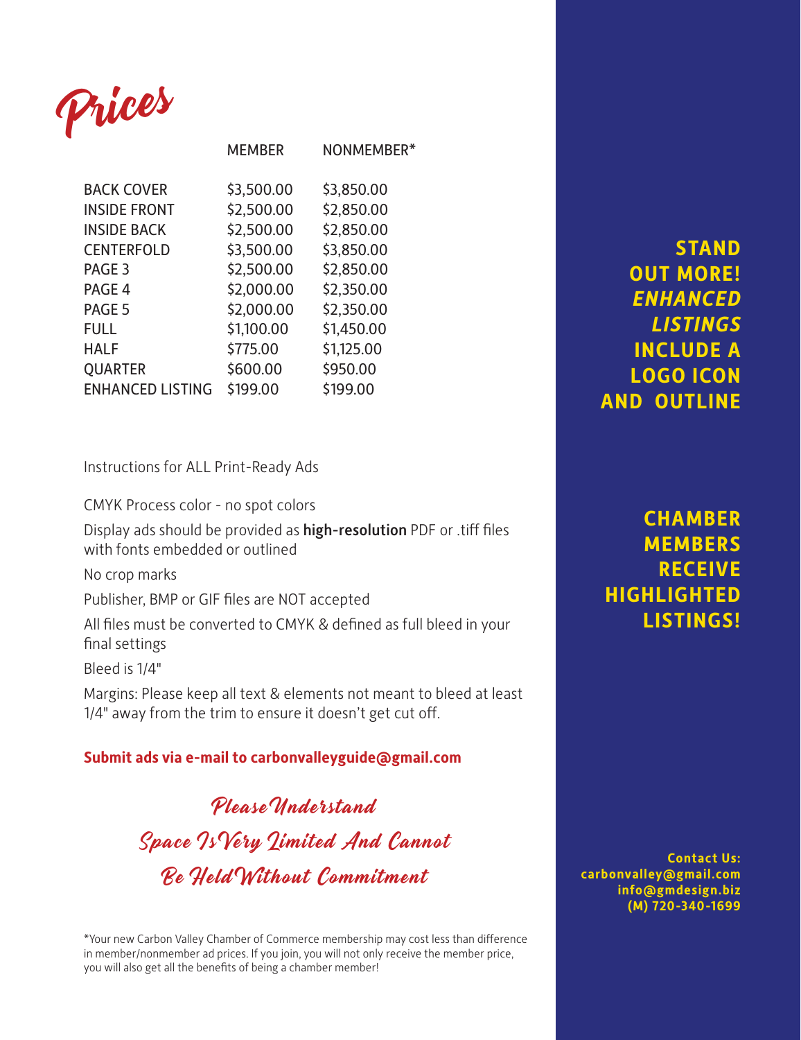# Prices

| | MEMBER | NONMEMBER* |
|---|---|---|
| BACK COVER | $3,500.00 | $3,850.00 |
| INSIDE FRONT | $2,500.00 | $2,850.00 |
| INSIDE BACK | $2,500.00 | $2,850.00 |
| CENTERFOLD | $3,500.00 | $3,850.00 |
| PAGE 3 | $2,500.00 | $2,850.00 |
| PAGE 4 | $2,000.00 | $2,350.00 |
| PAGE 5 | $2,000.00 | $2,350.00 |
| FULL | $1,100.00 | $1,450.00 |
| HALF | $775.00 | $1,125.00 |
| QUARTER | $600.00 | $950.00 |
| ENHANCED LISTING | $199.00 | $199.00 |

Instructions for ALL Print-Ready Ads

CMYK Process color - no spot colors

Display ads should be provided as **high-resolution** PDF or .tiff files with fonts embedded or outlined

No crop marks

Publisher, BMP or GIF files are NOT accepted

All files must be converted to CMYK & defined as full bleed in your final settings

Bleed is 1/4"

Margins: Please keep all text & elements not meant to bleed at least 1/4" away from the trim to ensure it doesn't get cut off.

**Submit ads via e-mail to carbonvalleyguide@gmail.com**

*Please Understand*
*Space Is Very Limited And Cannot*
*Be Held Without Commitment*

*Your new Carbon Valley Chamber of Commerce membership may cost less than difference in member/nonmember ad prices. If you join, you will not only receive the member price, you will also get all the benefits of being a chamber member!

**STAND OUT MORE! *ENHANCED LISTINGS* INCLUDE A LOGO ICON AND OUTLINE**

**CHAMBER MEMBERS RECEIVE HIGHLIGHTED LISTINGS!**

**Contact Us:**
**carbonvalley@gmail.com**
**info@gmdesign.biz**
**(M) 720-340-1699**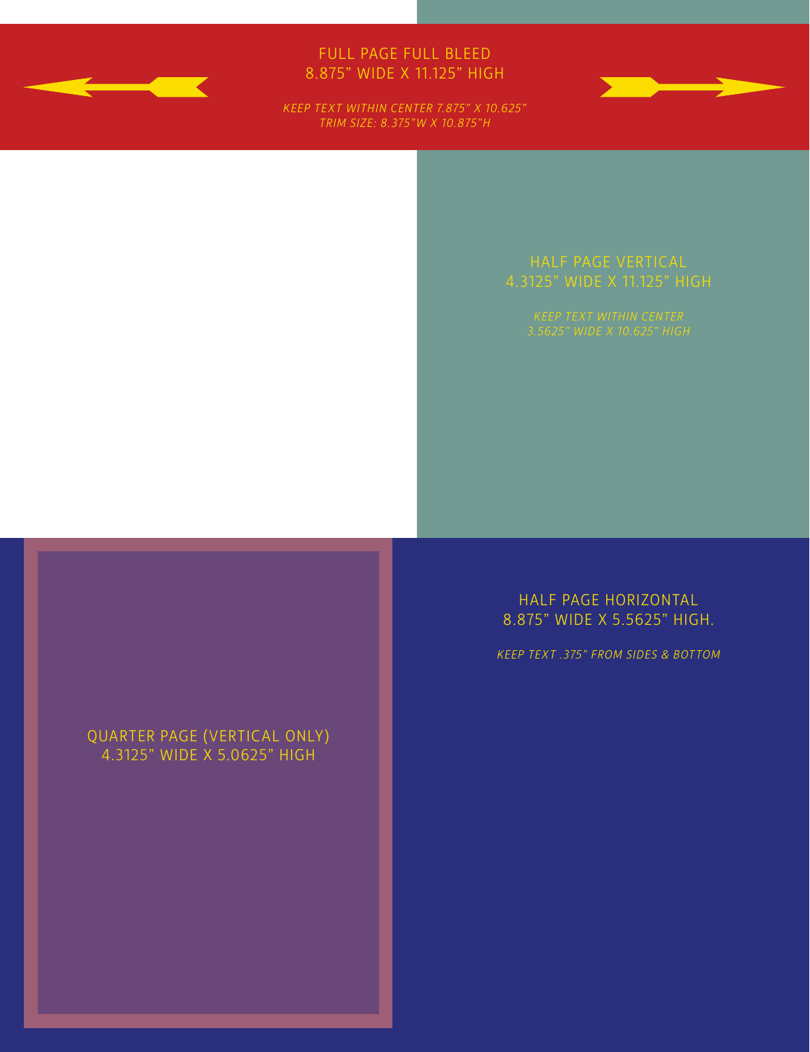FULL PAGE FULL BLEED
8.875" WIDE X 11.125" HIGH

*KEEP TEXT WITHIN CENTER 7.875" X 10.625"*
*TRIM SIZE: 8.375"W X 10.875"H*

HALF PAGE VERTICAL
4.3125" WIDE X 11.125" HIGH

*KEEP TEXT WITHIN CENTER*
*3.5625" WIDE X 10.625" HIGH*

HALF PAGE HORIZONTAL
8.875" WIDE X 5.5625" HIGH.

*KEEP TEXT .375" FROM SIDES & BOTTOM*

QUARTER PAGE (VERTICAL ONLY)
4.3125" WIDE X 5.0625" HIGH